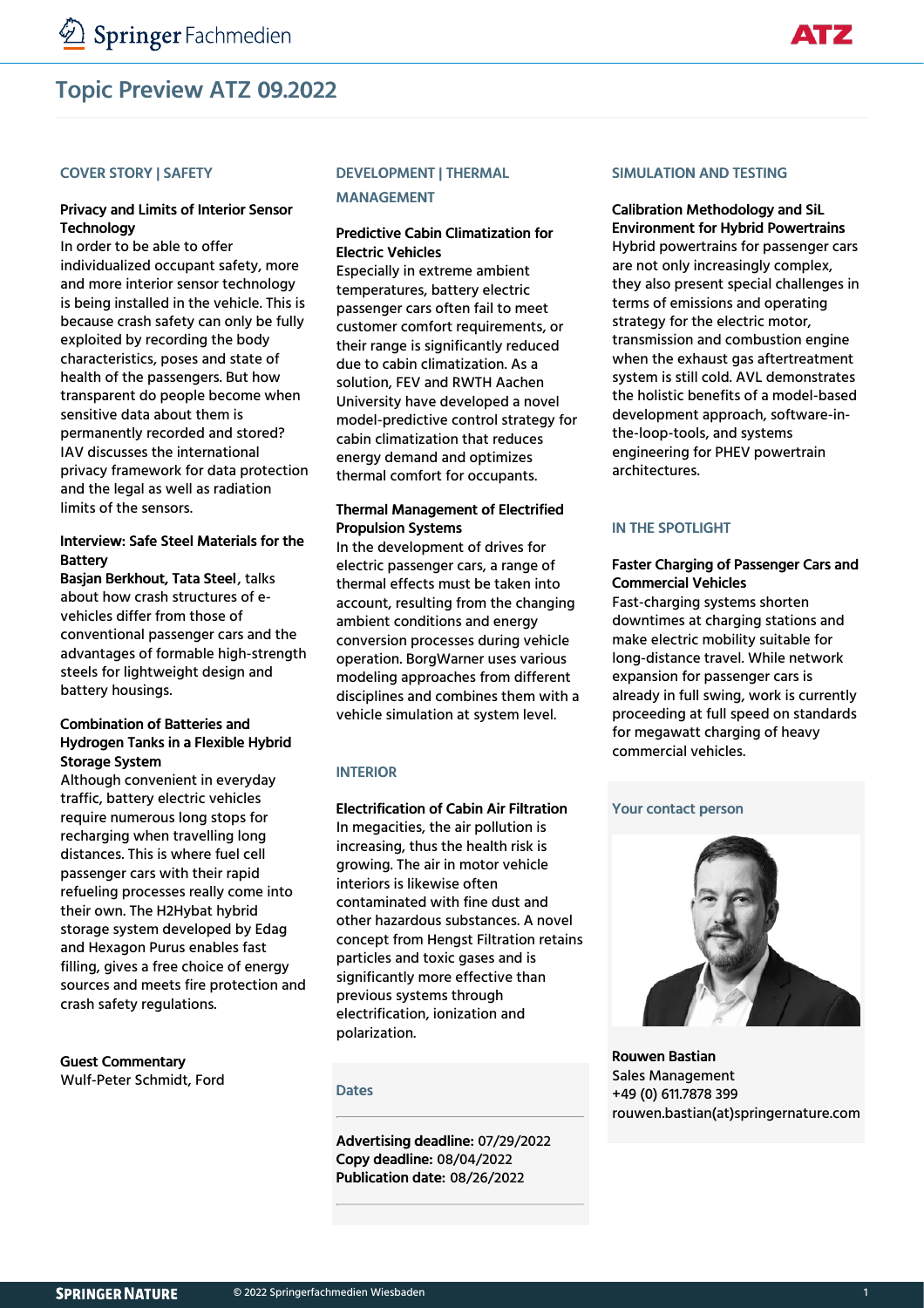# Topic Preview ATZ 09.2022

## COVER STORY | SAFETY

### Privacy and Limits of Interior Sensor Technology

In order to be able to offer individualized occupant safety, more and more interior sensor technology is being installed in the vehicle. This is because crash safety can only be fully exploited by recording the body characteristics, poses and state of health of the passengers. But how transparent do people become when sensitive data about them is permanently recorded and stored? IAV discusses the international privacy framework for data protection and the legal as well as radiation limits of the sensors.

### Interview: Safe Steel Materials for the Battery

**Basjan Berkhout, Tata Steel**, talks about how crash structures of e-vehicles differ from those of conventional passenger cars and the advantages of formable high-strength steels for lightweight design and battery housings.

### Combination of Batteries and Hydrogen Tanks in a Flexible Hybrid Storage System

Although convenient in everyday traffic, battery electric vehicles require numerous long stops for recharging when travelling long distances. This is where fuel cell passenger cars with their rapid refueling processes really come into their own. The H2Hybat hybrid storage system developed by Edag and Hexagon Purus enables fast filling, gives a free choice of energy sources and meets fire protection and crash safety regulations.

### Guest Commentary

Wulf-Peter Schmidt, Ford

## DEVELOPMENT | THERMAL MANAGEMENT

### Predictive Cabin Climatization for Electric Vehicles

Especially in extreme ambient temperatures, battery electric passenger cars often fail to meet customer comfort requirements, or their range is significantly reduced due to cabin climatization. As a solution, FEV and RWTH Aachen University have developed a novel model-predictive control strategy for cabin climatization that reduces energy demand and optimizes thermal comfort for occupants.

### Thermal Management of Electrified Propulsion Systems

In the development of drives for electric passenger cars, a range of thermal effects must be taken into account, resulting from the changing ambient conditions and energy conversion processes during vehicle operation. BorgWarner uses various modeling approaches from different disciplines and combines them with a vehicle simulation at system level.

## INTERIOR

### Electrification of Cabin Air Filtration

In megacities, the air pollution is increasing, thus the health risk is growing. The air in motor vehicle interiors is likewise often contaminated with fine dust and other hazardous substances. A novel concept from Hengst Filtration retains particles and toxic gases and is significantly more effective than previous systems through electrification, ionization and polarization.

## Dates

**Advertising deadline:** 07/29/2022
**Copy deadline:** 08/04/2022
**Publication date:** 08/26/2022

## SIMULATION AND TESTING

### Calibration Methodology and SiL Environment for Hybrid Powertrains

Hybrid powertrains for passenger cars are not only increasingly complex, they also present special challenges in terms of emissions and operating strategy for the electric motor, transmission and combustion engine when the exhaust gas aftertreatment system is still cold. AVL demonstrates the holistic benefits of a model-based development approach, software-in-the-loop-tools, and systems engineering for PHEV powertrain architectures.

## IN THE SPOTLIGHT

### Faster Charging of Passenger Cars and Commercial Vehicles

Fast-charging systems shorten downtimes at charging stations and make electric mobility suitable for long-distance travel. While network expansion for passenger cars is already in full swing, work is currently proceeding at full speed on standards for megawatt charging of heavy commercial vehicles.

## Your contact person

**Rouwen Bastian**
Sales Management
+49 (0) 611.7878 399
rouwen.bastian(at)springernature.com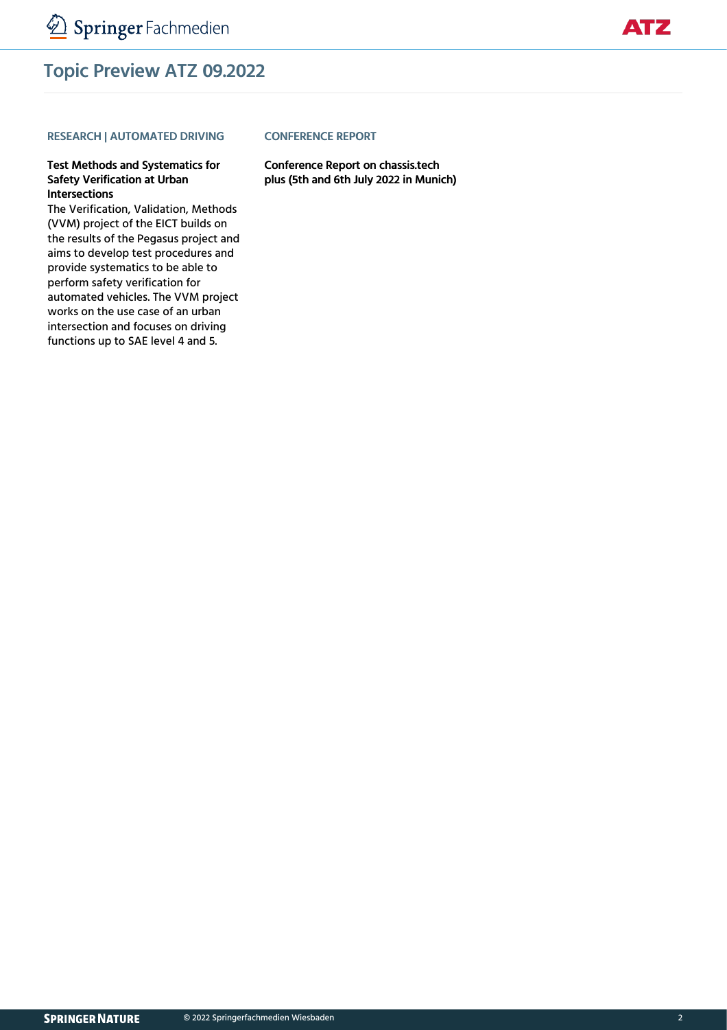# Topic Preview ATZ 09.2022

## RESEARCH | AUTOMATED DRIVING

**Test Methods and Systematics for Safety Verification at Urban Intersections**

The Verification, Validation, Methods (VVM) project of the EICT builds on the results of the Pegasus project and aims to develop test procedures and provide systematics to be able to perform safety verification for automated vehicles. The VVM project works on the use case of an urban intersection and focuses on driving functions up to SAE level 4 and 5.

## CONFERENCE REPORT

**Conference Report on chassis.tech plus (5th and 6th July 2022 in Munich)**